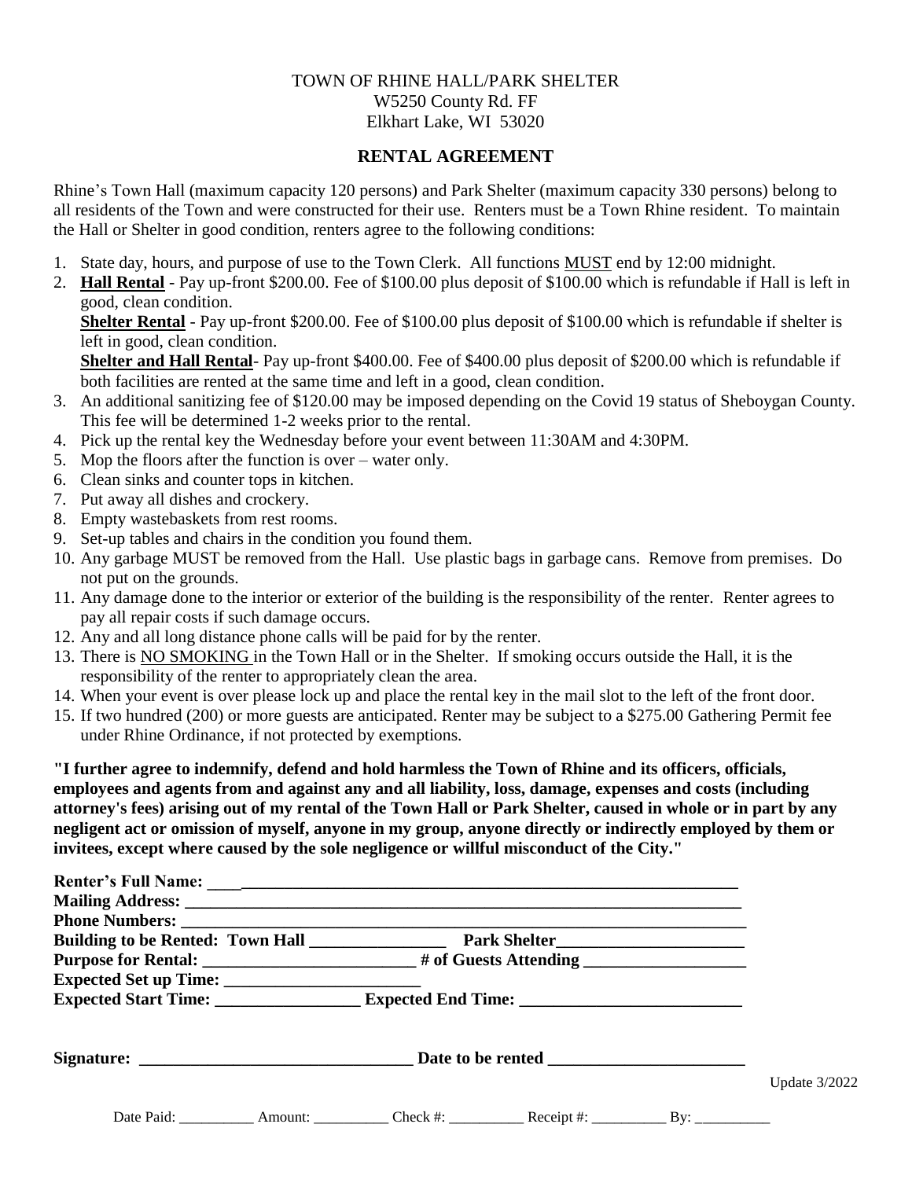TOWN OF RHINE HALL/PARK SHELTER
W5250 County Rd. FF
Elkhart Lake, WI 53020

## RENTAL AGREEMENT

Rhine's Town Hall (maximum capacity 120 persons) and Park Shelter (maximum capacity 330 persons) belong to all residents of the Town and were constructed for their use. Renters must be a Town Rhine resident. To maintain the Hall or Shelter in good condition, renters agree to the following conditions:

1. State day, hours, and purpose of use to the Town Clerk. All functions MUST end by 12:00 midnight.
2. **Hall Rental** - Pay up-front $200.00. Fee of $100.00 plus deposit of $100.00 which is refundable if Hall is left in good, clean condition.
   **Shelter Rental** - Pay up-front $200.00. Fee of $100.00 plus deposit of $100.00 which is refundable if shelter is left in good, clean condition.
   **Shelter and Hall Rental**- Pay up-front $400.00. Fee of $400.00 plus deposit of $200.00 which is refundable if both facilities are rented at the same time and left in a good, clean condition.
3. An additional sanitizing fee of $120.00 may be imposed depending on the Covid 19 status of Sheboygan County. This fee will be determined 1-2 weeks prior to the rental.
4. Pick up the rental key the Wednesday before your event between 11:30AM and 4:30PM.
5. Mop the floors after the function is over – water only.
6. Clean sinks and counter tops in kitchen.
7. Put away all dishes and crockery.
8. Empty wastebaskets from rest rooms.
9. Set-up tables and chairs in the condition you found them.
10. Any garbage MUST be removed from the Hall. Use plastic bags in garbage cans. Remove from premises. Do not put on the grounds.
11. Any damage done to the interior or exterior of the building is the responsibility of the renter. Renter agrees to pay all repair costs if such damage occurs.
12. Any and all long distance phone calls will be paid for by the renter.
13. There is NO SMOKING in the Town Hall or in the Shelter. If smoking occurs outside the Hall, it is the responsibility of the renter to appropriately clean the area.
14. When your event is over please lock up and place the rental key in the mail slot to the left of the front door.
15. If two hundred (200) or more guests are anticipated. Renter may be subject to a $275.00 Gathering Permit fee under Rhine Ordinance, if not protected by exemptions.

**"I further agree to indemnify, defend and hold harmless the Town of Rhine and its officers, officials, employees and agents from and against any and all liability, loss, damage, expenses and costs (including attorney's fees) arising out of my rental of the Town Hall or Park Shelter, caused in whole or in part by any negligent act or omission of myself, anyone in my group, anyone directly or indirectly employed by them or invitees, except where caused by the sole negligence or willful misconduct of the City."**

**Renter's Full Name:** ________________________________________________________________

**Mailing Address:** ________________________________________________________________

**Phone Numbers:** ________________________________________________________________

**Building to be Rented: Town Hall** ________________ **Park Shelter**______________________

**Purpose for Rental:** _________________________ **# of Guests Attending** ___________________

**Expected Set up Time:** _______________________

**Expected Start Time:** _________________ **Expected End Time:** __________________________

**Signature:** ________________________________ **Date to be rented** _______________________

Update 3/2022

Date Paid: __________ Amount: __________ Check #: __________ Receipt #: __________ By: __________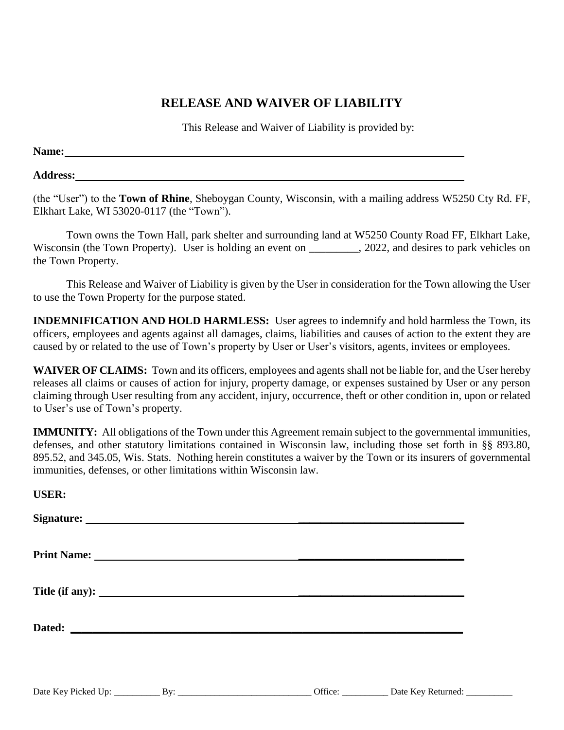# RELEASE AND WAIVER OF LIABILITY

This Release and Waiver of Liability is provided by:

**Name:** ______________________________________________________________

**Address:** ____________________________________________________________

(the "User") to the **Town of Rhine**, Sheboygan County, Wisconsin, with a mailing address W5250 Cty Rd. FF, Elkhart Lake, WI 53020-0117 (the "Town").

Town owns the Town Hall, park shelter and surrounding land at W5250 County Road FF, Elkhart Lake, Wisconsin (the Town Property). User is holding an event on _________, 2022, and desires to park vehicles on the Town Property.

This Release and Waiver of Liability is given by the User in consideration for the Town allowing the User to use the Town Property for the purpose stated.

**INDEMNIFICATION AND HOLD HARMLESS:** User agrees to indemnify and hold harmless the Town, its officers, employees and agents against all damages, claims, liabilities and causes of action to the extent they are caused by or related to the use of Town's property by User or User's visitors, agents, invitees or employees.

**WAIVER OF CLAIMS:** Town and its officers, employees and agents shall not be liable for, and the User hereby releases all claims or causes of action for injury, property damage, or expenses sustained by User or any person claiming through User resulting from any accident, injury, occurrence, theft or other condition in, upon or related to User's use of Town's property.

**IMMUNITY:** All obligations of the Town under this Agreement remain subject to the governmental immunities, defenses, and other statutory limitations contained in Wisconsin law, including those set forth in §§ 893.80, 895.52, and 345.05, Wis. Stats. Nothing herein constitutes a waiver by the Town or its insurers of governmental immunities, defenses, or other limitations within Wisconsin law.

**USER:**

**Signature:** ______________________________________________________________

**Print Name:** ____________________________________________________________

**Title (if any):** __________________________________________________________

**Dated:** _________________________________________________________________

Date Key Picked Up: __________ By: ______________________________ Office: __________ Date Key Returned: __________